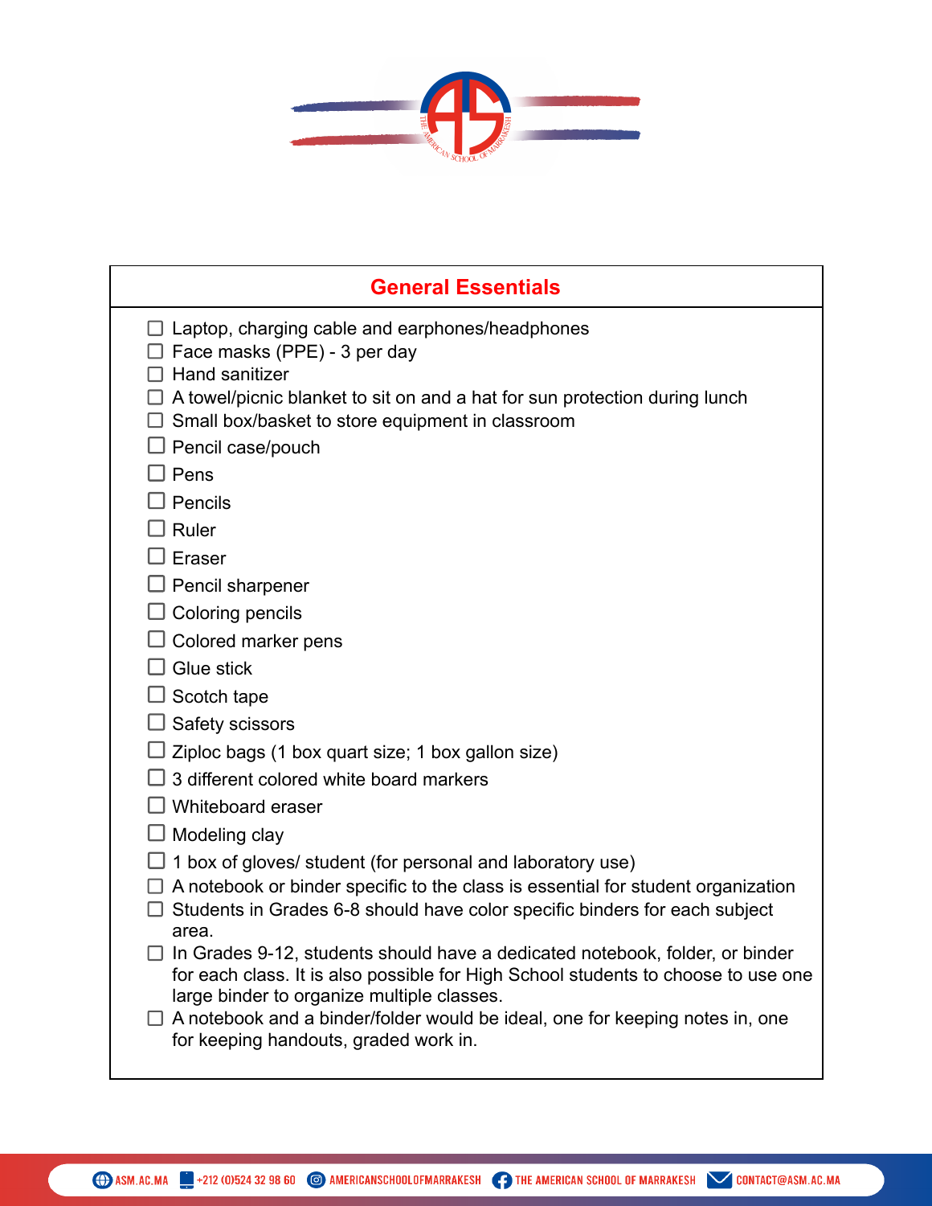## General Essentials

- [ ] Laptop, charging cable and earphones/headphones
- [ ] Face masks (PPE) - 3 per day
- [ ] Hand sanitizer
- [ ] A towel/picnic blanket to sit on and a hat for sun protection during lunch
- [ ] Small box/basket to store equipment in classroom
- [ ] Pencil case/pouch
- [ ] Pens
- [ ] Pencils
- [ ] Ruler
- [ ] Eraser
- [ ] Pencil sharpener
- [ ] Coloring pencils
- [ ] Colored marker pens
- [ ] Glue stick
- [ ] Scotch tape
- [ ] Safety scissors
- [ ] Ziploc bags (1 box quart size; 1 box gallon size)
- [ ] 3 different colored white board markers
- [ ] Whiteboard eraser
- [ ] Modeling clay
- [ ] 1 box of gloves/ student (for personal and laboratory use)
- [ ] A notebook or binder specific to the class is essential for student organization
- [ ] Students in Grades 6-8 should have color specific binders for each subject area.
- [ ] In Grades 9-12, students should have a dedicated notebook, folder, or binder for each class. It is also possible for High School students to choose to use one large binder to organize multiple classes.
- [ ] A notebook and a binder/folder would be ideal, one for keeping notes in, one for keeping handouts, graded work in.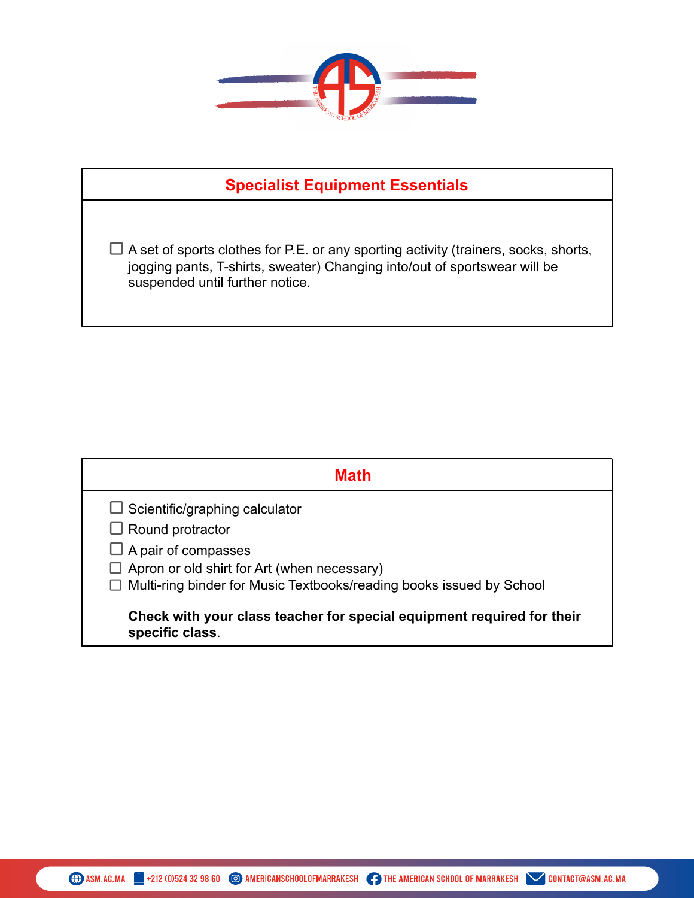## Specialist Equipment Essentials

- ☐ A set of sports clothes for P.E. or any sporting activity (trainers, socks, shorts, jogging pants, T-shirts, sweater) Changing into/out of sportswear will be suspended until further notice.

## Math

- ☐ Scientific/graphing calculator
- ☐ Round protractor
- ☐ A pair of compasses
- ☐ Apron or old shirt for Art (when necessary)
- ☐ Multi-ring binder for Music Textbooks/reading books issued by School

**Check with your class teacher for special equipment required for their specific class**.